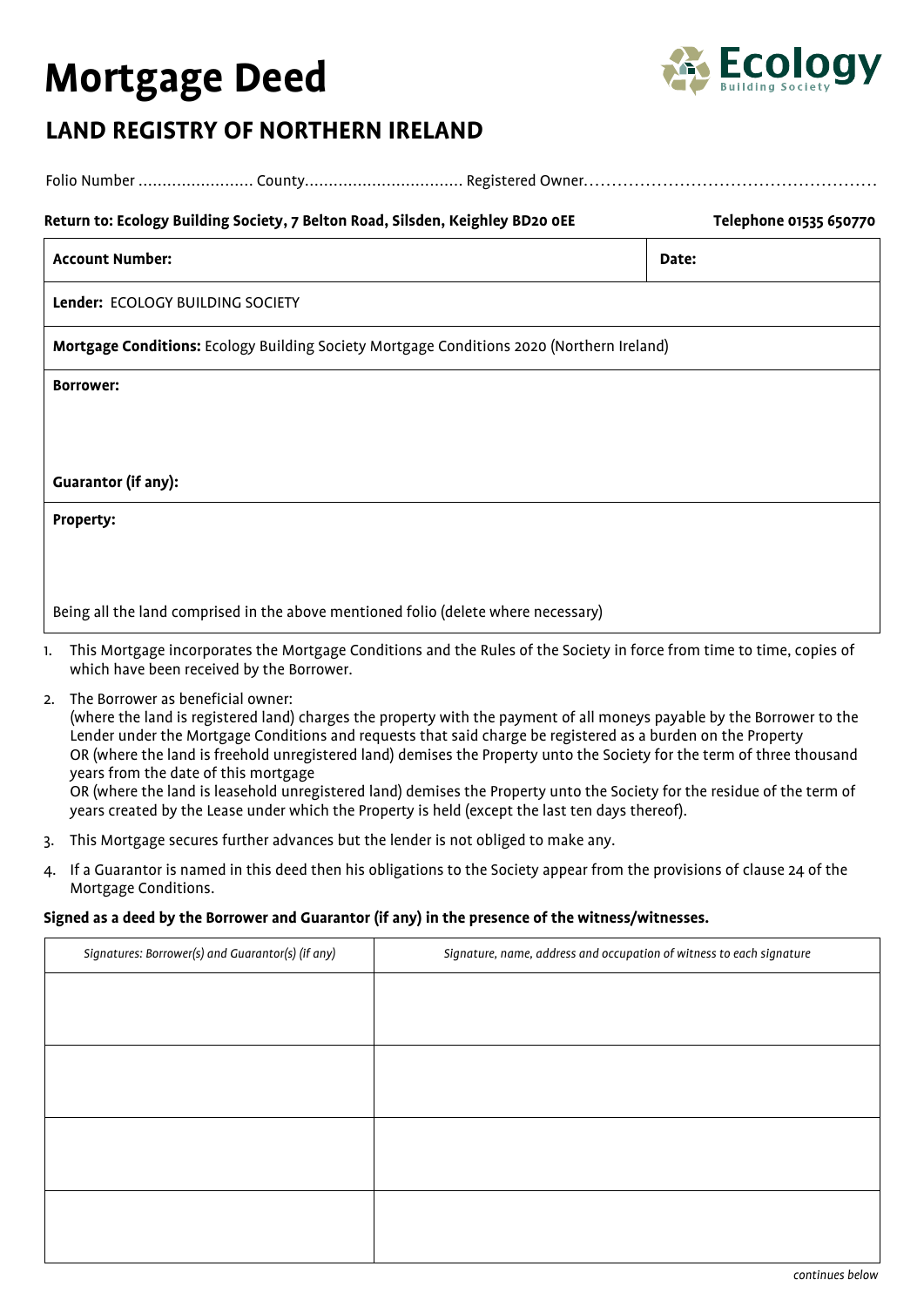# Mortgage Deed

Ecology Building Society

## LAND REGISTRY OF NORTHERN IRELAND

Folio Number ........................ County................................. Registered Owner...................................................

**Return to: Ecology Building Society, 7 Belton Road, Silsden, Keighley BD20 0EE** **Telephone 01535 650770**

| **Account Number:** | **Date:** |
|---|---|
| **Lender:** ECOLOGY BUILDING SOCIETY | |
| **Mortgage Conditions:** Ecology Building Society Mortgage Conditions 2020 (Northern Ireland) | |
| **Borrower:**<br><br><br>**Guarantor (if any):** | |
| **Property:**<br><br><br>Being all the land comprised in the above mentioned folio (delete where necessary) | |

1. This Mortgage incorporates the Mortgage Conditions and the Rules of the Society in force from time to time, copies of which have been received by the Borrower.
2. The Borrower as beneficial owner:
   (where the land is registered land) charges the property with the payment of all moneys payable by the Borrower to the Lender under the Mortgage Conditions and requests that said charge be registered as a burden on the Property
   OR (where the land is freehold unregistered land) demises the Property unto the Society for the term of three thousand years from the date of this mortgage
   OR (where the land is leasehold unregistered land) demises the Property unto the Society for the residue of the term of years created by the Lease under which the Property is held (except the last ten days thereof).
3. This Mortgage secures further advances but the lender is not obliged to make any.
4. If a Guarantor is named in this deed then his obligations to the Society appear from the provisions of clause 24 of the Mortgage Conditions.

**Signed as a deed by the Borrower and Guarantor (if any) in the presence of the witness/witnesses.**

| *Signatures: Borrower(s) and Guarantor(s) (if any)* | *Signature, name, address and occupation of witness to each signature* |
|---|---|
| | |
| | |
| | |
| | |

*continues below*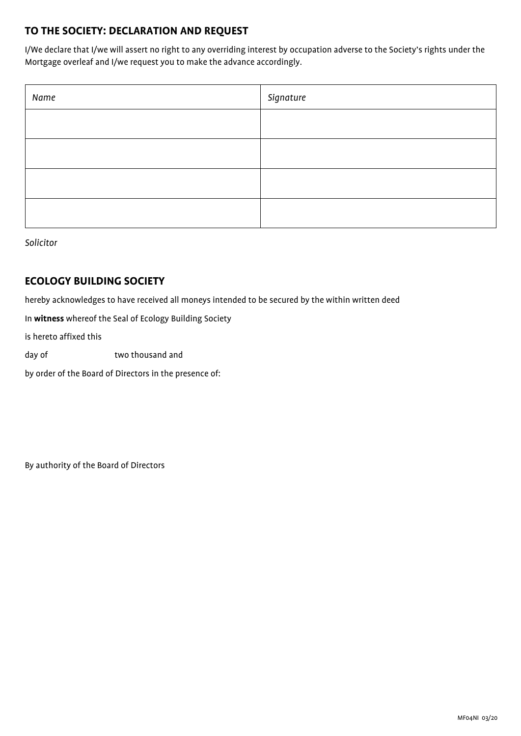## TO THE SOCIETY: DECLARATION AND REQUEST

I/We declare that I/we will assert no right to any overriding interest by occupation adverse to the Society's rights under the Mortgage overleaf and I/we request you to make the advance accordingly.

| *Name* | *Signature* |
| --- | --- |
| | |
| | |
| | |
| | |

*Solicitor*

## ECOLOGY BUILDING SOCIETY

hereby acknowledges to have received all moneys intended to be secured by the within written deed

In **witness** whereof the Seal of Ecology Building Society

is hereto affixed this

day of two thousand and

by order of the Board of Directors in the presence of:

By authority of the Board of Directors

MF04NI 03/20